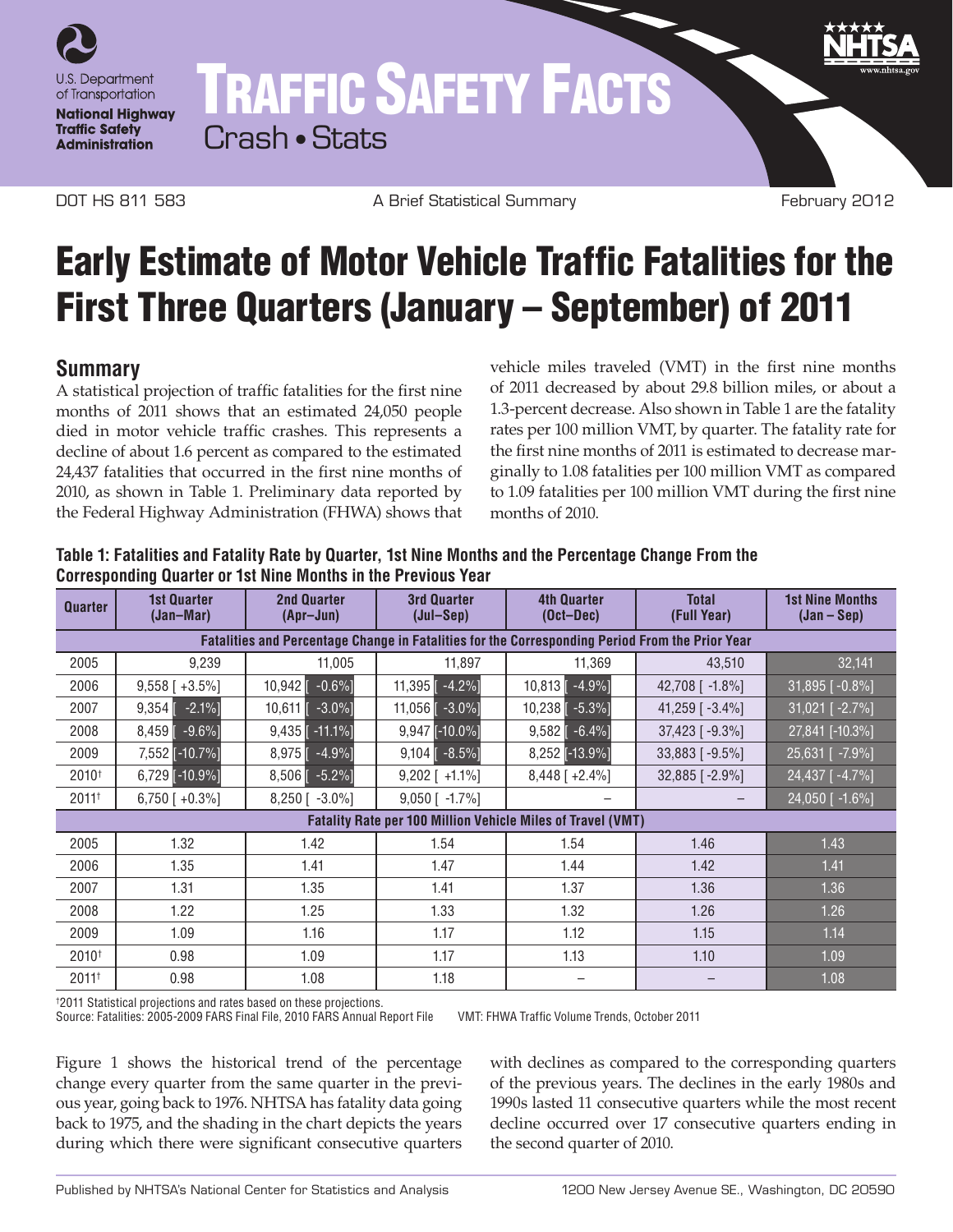U.S. Department of Transportation
**National Highway Traffic Safety Administration**

# TRAFFIC SAFETY FACTS
Crash • Stats

DOT HS 811 583 | A Brief Statistical Summary | February 2012

# Early Estimate of Motor Vehicle Traffic Fatalities for the First Three Quarters (January – September) of 2011

## Summary

A statistical projection of traffic fatalities for the first nine months of 2011 shows that an estimated 24,050 people died in motor vehicle traffic crashes. This represents a decline of about 1.6 percent as compared to the estimated 24,437 fatalities that occurred in the first nine months of 2010, as shown in Table 1. Preliminary data reported by the Federal Highway Administration (FHWA) shows that vehicle miles traveled (VMT) in the first nine months of 2011 decreased by about 29.8 billion miles, or about a 1.3-percent decrease. Also shown in Table 1 are the fatality rates per 100 million VMT, by quarter. The fatality rate for the first nine months of 2011 is estimated to decrease marginally to 1.08 fatalities per 100 million VMT as compared to 1.09 fatalities per 100 million VMT during the first nine months of 2010.

**Table 1: Fatalities and Fatality Rate by Quarter, 1st Nine Months and the Percentage Change From the Corresponding Quarter or 1st Nine Months in the Previous Year**

| Quarter | 1st Quarter (Jan–Mar) | 2nd Quarter (Apr–Jun) | 3rd Quarter (Jul–Sep) | 4th Quarter (Oct–Dec) | Total (Full Year) | 1st Nine Months (Jan – Sep) |
|---|---|---|---|---|---|---|
| **Fatalities and Percentage Change in Fatalities for the Corresponding Period From the Prior Year** | | | | | | |
| 2005 | 9,239 | 11,005 | 11,897 | 11,369 | 43,510 | 32,141 |
| 2006 | 9,558 [ +3.5%] | 10,942 [ -0.6%] | 11,395 [ -4.2%] | 10,813 [ -4.9%] | 42,708 [ -1.8%] | 31,895 [ -0.8%] |
| 2007 | 9,354 [ -2.1%] | 10,611 [ -3.0%] | 11,056 [ -3.0%] | 10,238 [ -5.3%] | 41,259 [ -3.4%] | 31,021 [ -2.7%] |
| 2008 | 8,459 [ -9.6%] | 9,435 [-11.1%] | 9,947 [-10.0%] | 9,582 [ -6.4%] | 37,423 [ -9.3%] | 27,841 [-10.3%] |
| 2009 | 7,552 [-10.7%] | 8,975 [ -4.9%] | 9,104 [ -8.5%] | 8,252 [-13.9%] | 33,883 [ -9.5%] | 25,631 [ -7.9%] |
| 2010† | 6,729 [-10.9%] | 8,506 [ -5.2%] | 9,202 [ +1.1%] | 8,448 [ +2.4%] | 32,885 [ -2.9%] | 24,437 [ -4.7%] |
| 2011† | 6,750 [ +0.3%] | 8,250 [ -3.0%] | 9,050 [ -1.7%] | – | – | 24,050 [ -1.6%] |
| **Fatality Rate per 100 Million Vehicle Miles of Travel (VMT)** | | | | | | |
| 2005 | 1.32 | 1.42 | 1.54 | 1.54 | 1.46 | 1.43 |
| 2006 | 1.35 | 1.41 | 1.47 | 1.44 | 1.42 | 1.41 |
| 2007 | 1.31 | 1.35 | 1.41 | 1.37 | 1.36 | 1.36 |
| 2008 | 1.22 | 1.25 | 1.33 | 1.32 | 1.26 | 1.26 |
| 2009 | 1.09 | 1.16 | 1.17 | 1.12 | 1.15 | 1.14 |
| 2010† | 0.98 | 1.09 | 1.17 | 1.13 | 1.10 | 1.09 |
| 2011† | 0.98 | 1.08 | 1.18 | – | – | 1.08 |

†2011 Statistical projections and rates based on these projections.
Source: Fatalities: 2005-2009 FARS Final File, 2010 FARS Annual Report File    VMT: FHWA Traffic Volume Trends, October 2011

Figure 1 shows the historical trend of the percentage change every quarter from the same quarter in the previous year, going back to 1976. NHTSA has fatality data going back to 1975, and the shading in the chart depicts the years during which there were significant consecutive quarters with declines as compared to the corresponding quarters of the previous years. The declines in the early 1980s and 1990s lasted 11 consecutive quarters while the most recent decline occurred over 17 consecutive quarters ending in the second quarter of 2010.

Published by NHTSA's National Center for Statistics and Analysis    1200 New Jersey Avenue SE., Washington, DC 20590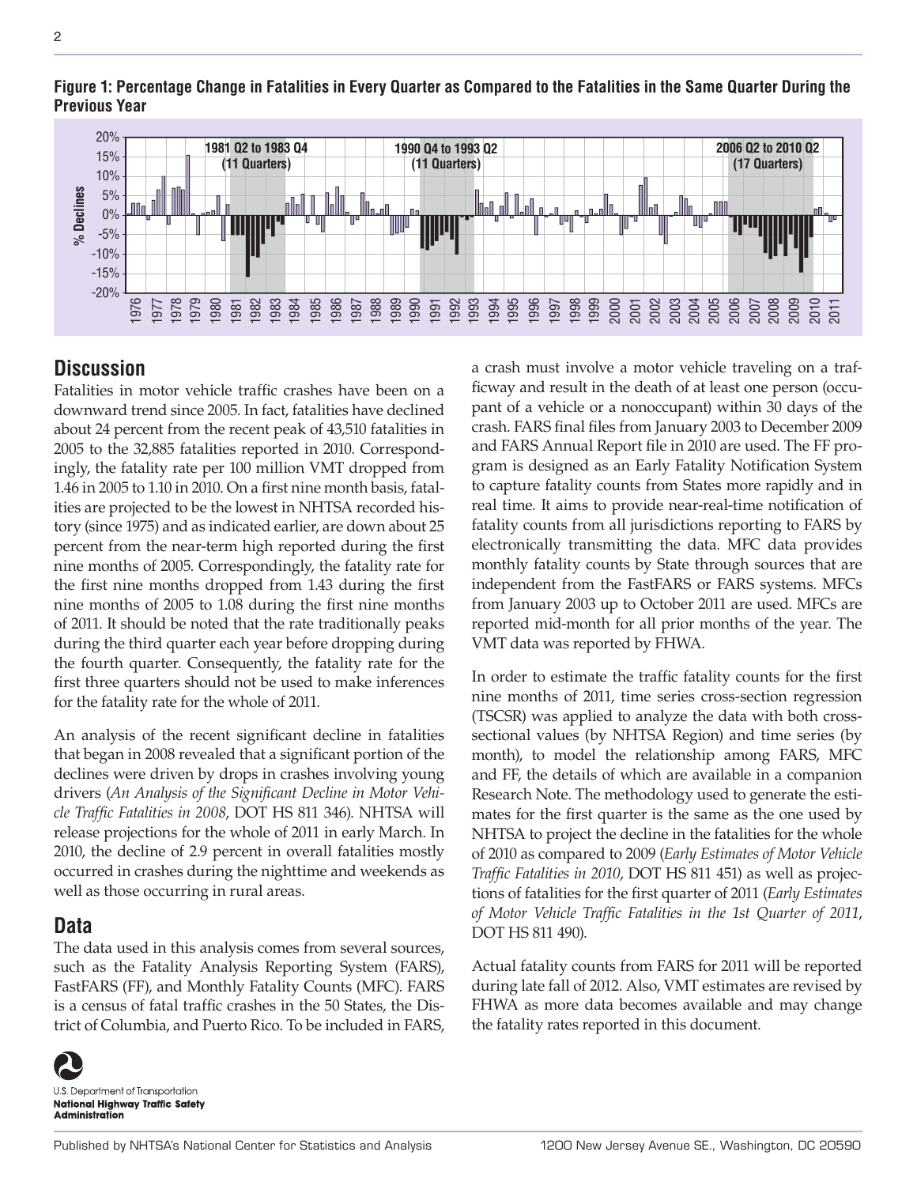**Figure 1: Percentage Change in Fatalities in Every Quarter as Compared to the Fatalities in the Same Quarter During the Previous Year**

% Declines

20%
15%
10%
5%
0%
-5%
-10%
-15%
-20%

1981 Q2 to 1983 Q4
(11 Quarters)

1990 Q4 to 1993 Q2
(11 Quarters)

2006 Q2 to 2010 Q2
(17 Quarters)

1976 1977 1978 1979 1980 1981 1982 1983 1984 1985 1986 1987 1988 1989 1990 1991 1992 1993 1994 1995 1996 1997 1998 1999 2000 2001 2002 2003 2004 2005 2006 2007 2008 2009 2010 2011

## Discussion

Fatalities in motor vehicle traffic crashes have been on a downward trend since 2005. In fact, fatalities have declined about 24 percent from the recent peak of 43,510 fatalities in 2005 to the 32,885 fatalities reported in 2010. Correspondingly, the fatality rate per 100 million VMT dropped from 1.46 in 2005 to 1.10 in 2010. On a first nine month basis, fatalities are projected to be the lowest in NHTSA recorded history (since 1975) and as indicated earlier, are down about 25 percent from the near-term high reported during the first nine months of 2005. Correspondingly, the fatality rate for the first nine months dropped from 1.43 during the first nine months of 2005 to 1.08 during the first nine months of 2011. It should be noted that the rate traditionally peaks during the third quarter each year before dropping during the fourth quarter. Consequently, the fatality rate for the first three quarters should not be used to make inferences for the fatality rate for the whole of 2011.

An analysis of the recent significant decline in fatalities that began in 2008 revealed that a significant portion of the declines were driven by drops in crashes involving young drivers (*An Analysis of the Significant Decline in Motor Vehicle Traffic Fatalities in 2008*, DOT HS 811 346). NHTSA will release projections for the whole of 2011 in early March. In 2010, the decline of 2.9 percent in overall fatalities mostly occurred in crashes during the nighttime and weekends as well as those occurring in rural areas.

## Data

The data used in this analysis comes from several sources, such as the Fatality Analysis Reporting System (FARS), FastFARS (FF), and Monthly Fatality Counts (MFC). FARS is a census of fatal traffic crashes in the 50 States, the District of Columbia, and Puerto Rico. To be included in FARS, a crash must involve a motor vehicle traveling on a trafficway and result in the death of at least one person (occupant of a vehicle or a nonoccupant) within 30 days of the crash. FARS final files from January 2003 to December 2009 and FARS Annual Report file in 2010 are used. The FF program is designed as an Early Fatality Notification System to capture fatality counts from States more rapidly and in real time. It aims to provide near-real-time notification of fatality counts from all jurisdictions reporting to FARS by electronically transmitting the data. MFC data provides monthly fatality counts by State through sources that are independent from the FastFARS or FARS systems. MFCs from January 2003 up to October 2011 are used. MFCs are reported mid-month for all prior months of the year. The VMT data was reported by FHWA.

In order to estimate the traffic fatality counts for the first nine months of 2011, time series cross-section regression (TSCSR) was applied to analyze the data with both cross-sectional values (by NHTSA Region) and time series (by month), to model the relationship among FARS, MFC and FF, the details of which are available in a companion Research Note. The methodology used to generate the estimates for the first quarter is the same as the one used by NHTSA to project the decline in the fatalities for the whole of 2010 as compared to 2009 (*Early Estimates of Motor Vehicle Traffic Fatalities in 2010*, DOT HS 811 451) as well as projections of fatalities for the first quarter of 2011 (*Early Estimates of Motor Vehicle Traffic Fatalities in the 1st Quarter of 2011*, DOT HS 811 490).

Actual fatality counts from FARS for 2011 will be reported during late fall of 2012. Also, VMT estimates are revised by FHWA as more data becomes available and may change the fatality rates reported in this document.

U.S. Department of Transportation
**National Highway Traffic Safety Administration**